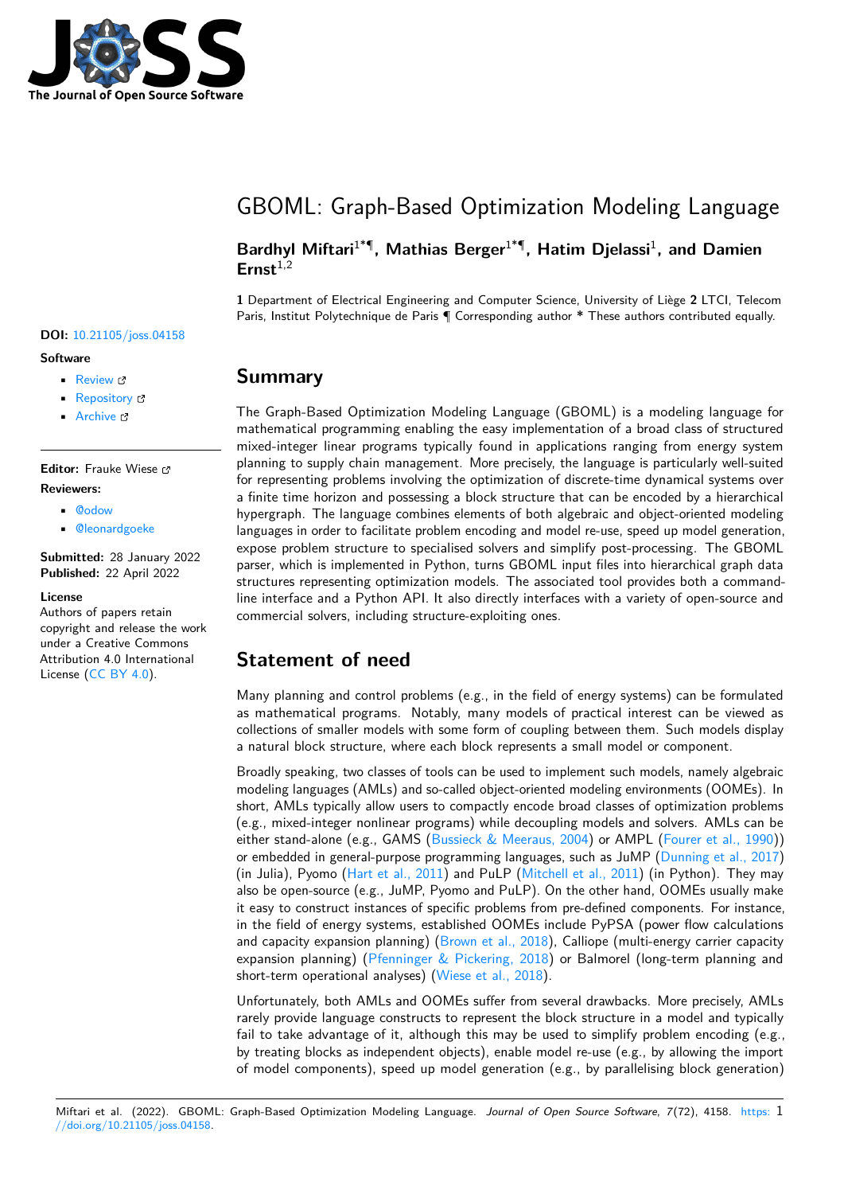# GBOML: Graph-Based Optimization Modeling Language

**Bardhyl Miftari**[1*¶], **Mathias Berger**[1*¶], **Hatim Djelassi**[1], **and Damien Ernst**[1,2]

**1** Department of Electrical Engineering and Computer Science, University of Liège **2** LTCI, Telecom Paris, Institut Polytechnique de Paris **¶** Corresponding author **\*** These authors contributed equally.

**DOI:** 10.21105/joss.04158

**Software**

- Review
- Repository
- Archive

**Editor:** Frauke Wiese

**Reviewers:**

- @odow
- @leonardgoeke

**Submitted:** 28 January 2022
**Published:** 22 April 2022

**License**
Authors of papers retain copyright and release the work under a Creative Commons Attribution 4.0 International License (CC BY 4.0).

## Summary

The Graph-Based Optimization Modeling Language (GBOML) is a modeling language for mathematical programming enabling the easy implementation of a broad class of structured mixed-integer linear programs typically found in applications ranging from energy system planning to supply chain management. More precisely, the language is particularly well-suited for representing problems involving the optimization of discrete-time dynamical systems over a finite time horizon and possessing a block structure that can be encoded by a hierarchical hypergraph. The language combines elements of both algebraic and object-oriented modeling languages in order to facilitate problem encoding and model re-use, speed up model generation, expose problem structure to specialised solvers and simplify post-processing. The GBOML parser, which is implemented in Python, turns GBOML input files into hierarchical graph data structures representing optimization models. The associated tool provides both a command-line interface and a Python API. It also directly interfaces with a variety of open-source and commercial solvers, including structure-exploiting ones.

## Statement of need

Many planning and control problems (e.g., in the field of energy systems) can be formulated as mathematical programs. Notably, many models of practical interest can be viewed as collections of smaller models with some form of coupling between them. Such models display a natural block structure, where each block represents a small model or component.

Broadly speaking, two classes of tools can be used to implement such models, namely algebraic modeling languages (AMLs) and so-called object-oriented modeling environments (OOMEs). In short, AMLs typically allow users to compactly encode broad classes of optimization problems (e.g., mixed-integer nonlinear programs) while decoupling models and solvers. AMLs can be either stand-alone (e.g., GAMS (Bussieck & Meeraus, 2004) or AMPL (Fourer et al., 1990)) or embedded in general-purpose programming languages, such as JuMP (Dunning et al., 2017) (in Julia), Pyomo (Hart et al., 2011) and PuLP (Mitchell et al., 2011) (in Python). They may also be open-source (e.g., JuMP, Pyomo and PuLP). On the other hand, OOMEs usually make it easy to construct instances of specific problems from pre-defined components. For instance, in the field of energy systems, established OOMEs include PyPSA (power flow calculations and capacity expansion planning) (Brown et al., 2018), Calliope (multi-energy carrier capacity expansion planning) (Pfenninger & Pickering, 2018) or Balmorel (long-term planning and short-term operational analyses) (Wiese et al., 2018).

Unfortunately, both AMLs and OOMEs suffer from several drawbacks. More precisely, AMLs rarely provide language constructs to represent the block structure in a model and typically fail to take advantage of it, although this may be used to simplify problem encoding (e.g., by treating blocks as independent objects), enable model re-use (e.g., by allowing the import of model components), speed up model generation (e.g., by parallelising block generation)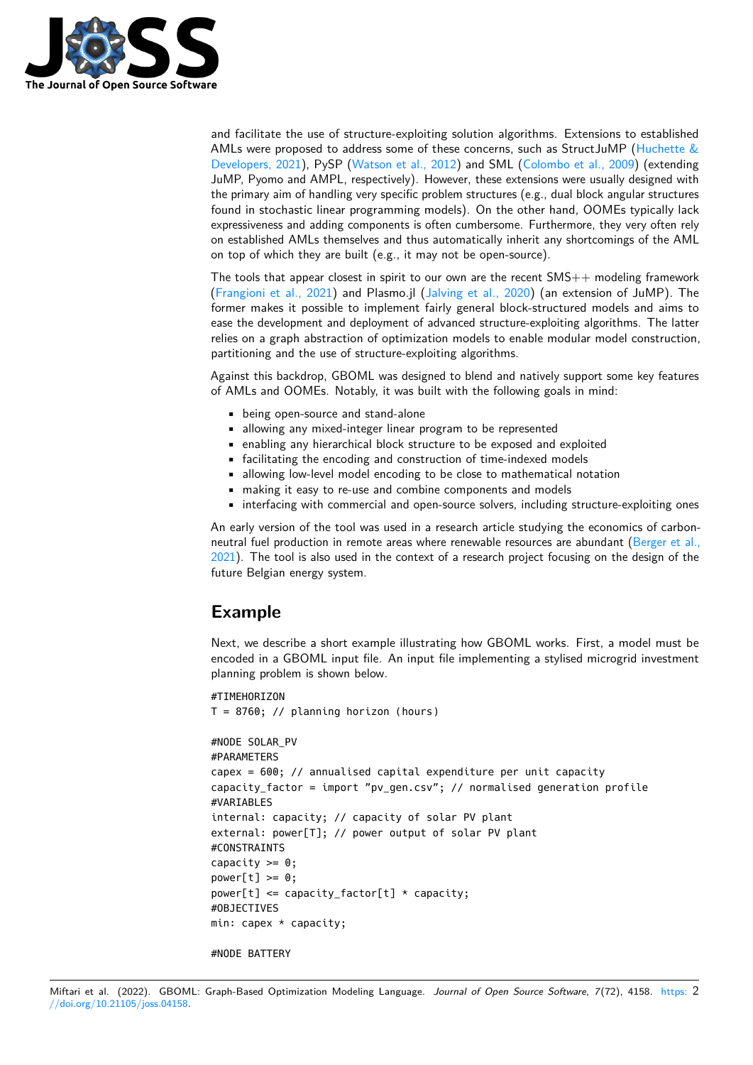and facilitate the use of structure-exploiting solution algorithms. Extensions to established AMLs were proposed to address some of these concerns, such as StructJuMP (Huchette & Developers, 2021), PySP (Watson et al., 2012) and SML (Colombo et al., 2009) (extending JuMP, Pyomo and AMPL, respectively). However, these extensions were usually designed with the primary aim of handling very specific problem structures (e.g., dual block angular structures found in stochastic linear programming models). On the other hand, OOMEs typically lack expressiveness and adding components is often cumbersome. Furthermore, they very often rely on established AMLs themselves and thus automatically inherit any shortcomings of the AML on top of which they are built (e.g., it may not be open-source).

The tools that appear closest in spirit to our own are the recent SMS++ modeling framework (Frangioni et al., 2021) and Plasmo.jl (Jalving et al., 2020) (an extension of JuMP). The former makes it possible to implement fairly general block-structured models and aims to ease the development and deployment of advanced structure-exploiting algorithms. The latter relies on a graph abstraction of optimization models to enable modular model construction, partitioning and the use of structure-exploiting algorithms.

Against this backdrop, GBOML was designed to blend and natively support some key features of AMLs and OOMEs. Notably, it was built with the following goals in mind:

- being open-source and stand-alone
- allowing any mixed-integer linear program to be represented
- enabling any hierarchical block structure to be exposed and exploited
- facilitating the encoding and construction of time-indexed models
- allowing low-level model encoding to be close to mathematical notation
- making it easy to re-use and combine components and models
- interfacing with commercial and open-source solvers, including structure-exploiting ones

An early version of the tool was used in a research article studying the economics of carbon-neutral fuel production in remote areas where renewable resources are abundant (Berger et al., 2021). The tool is also used in the context of a research project focusing on the design of the future Belgian energy system.

## Example

Next, we describe a short example illustrating how GBOML works. First, a model must be encoded in a GBOML input file. An input file implementing a stylised microgrid investment planning problem is shown below.

```
#TIMEHORIZON
T = 8760; // planning horizon (hours)

#NODE SOLAR_PV
#PARAMETERS
capex = 600; // annualised capital expenditure per unit capacity
capacity_factor = import "pv_gen.csv"; // normalised generation profile
#VARIABLES
internal: capacity; // capacity of solar PV plant
external: power[T]; // power output of solar PV plant
#CONSTRAINTS
capacity >= 0;
power[t] >= 0;
power[t] <= capacity_factor[t] * capacity;
#OBJECTIVES
min: capex * capacity;

#NODE BATTERY
```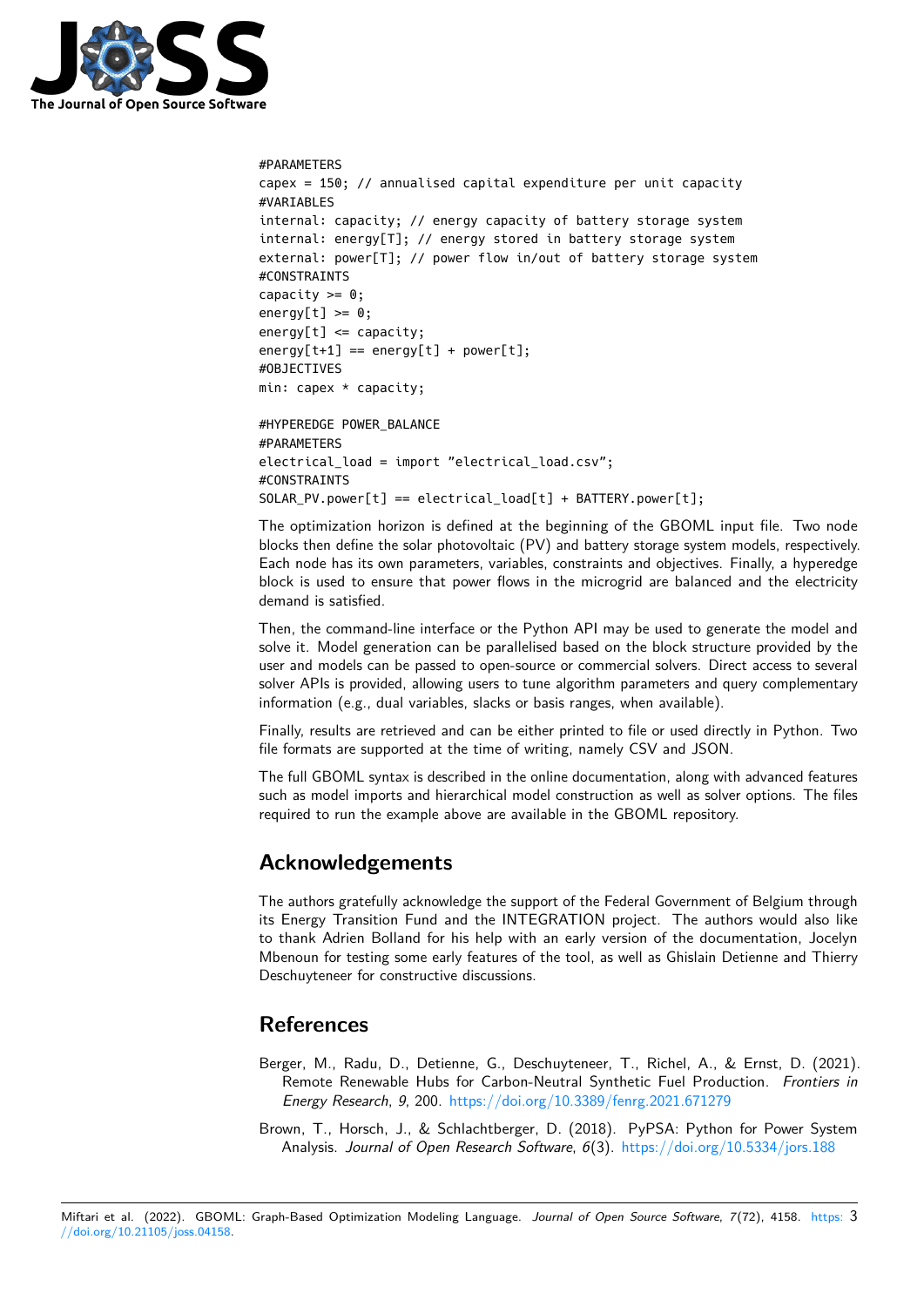```
#PARAMETERS
capex = 150; // annualised capital expenditure per unit capacity
#VARIABLES
internal: capacity; // energy capacity of battery storage system
internal: energy[T]; // energy stored in battery storage system
external: power[T]; // power flow in/out of battery storage system
#CONSTRAINTS
capacity >= 0;
energy[t] >= 0;
energy[t] <= capacity;
energy[t+1] == energy[t] + power[t];
#OBJECTIVES
min: capex * capacity;

#HYPEREDGE POWER_BALANCE
#PARAMETERS
electrical_load = import "electrical_load.csv";
#CONSTRAINTS
SOLAR_PV.power[t] == electrical_load[t] + BATTERY.power[t];
```

The optimization horizon is defined at the beginning of the GBOML input file. Two node blocks then define the solar photovoltaic (PV) and battery storage system models, respectively. Each node has its own parameters, variables, constraints and objectives. Finally, a hyperedge block is used to ensure that power flows in the microgrid are balanced and the electricity demand is satisfied.

Then, the command-line interface or the Python API may be used to generate the model and solve it. Model generation can be parallelised based on the block structure provided by the user and models can be passed to open-source or commercial solvers. Direct access to several solver APIs is provided, allowing users to tune algorithm parameters and query complementary information (e.g., dual variables, slacks or basis ranges, when available).

Finally, results are retrieved and can be either printed to file or used directly in Python. Two file formats are supported at the time of writing, namely CSV and JSON.

The full GBOML syntax is described in the online documentation, along with advanced features such as model imports and hierarchical model construction as well as solver options. The files required to run the example above are available in the GBOML repository.

## Acknowledgements

The authors gratefully acknowledge the support of the Federal Government of Belgium through its Energy Transition Fund and the INTEGRATION project. The authors would also like to thank Adrien Bolland for his help with an early version of the documentation, Jocelyn Mbenoun for testing some early features of the tool, as well as Ghislain Detienne and Thierry Deschuyteneer for constructive discussions.

## References

Berger, M., Radu, D., Detienne, G., Deschuyteneer, T., Richel, A., & Ernst, D. (2021). Remote Renewable Hubs for Carbon-Neutral Synthetic Fuel Production. *Frontiers in Energy Research*, *9*, 200. https://doi.org/10.3389/fenrg.2021.671279

Brown, T., Horsch, J., & Schlachtberger, D. (2018). PyPSA: Python for Power System Analysis. *Journal of Open Research Software*, *6*(3). https://doi.org/10.5334/jors.188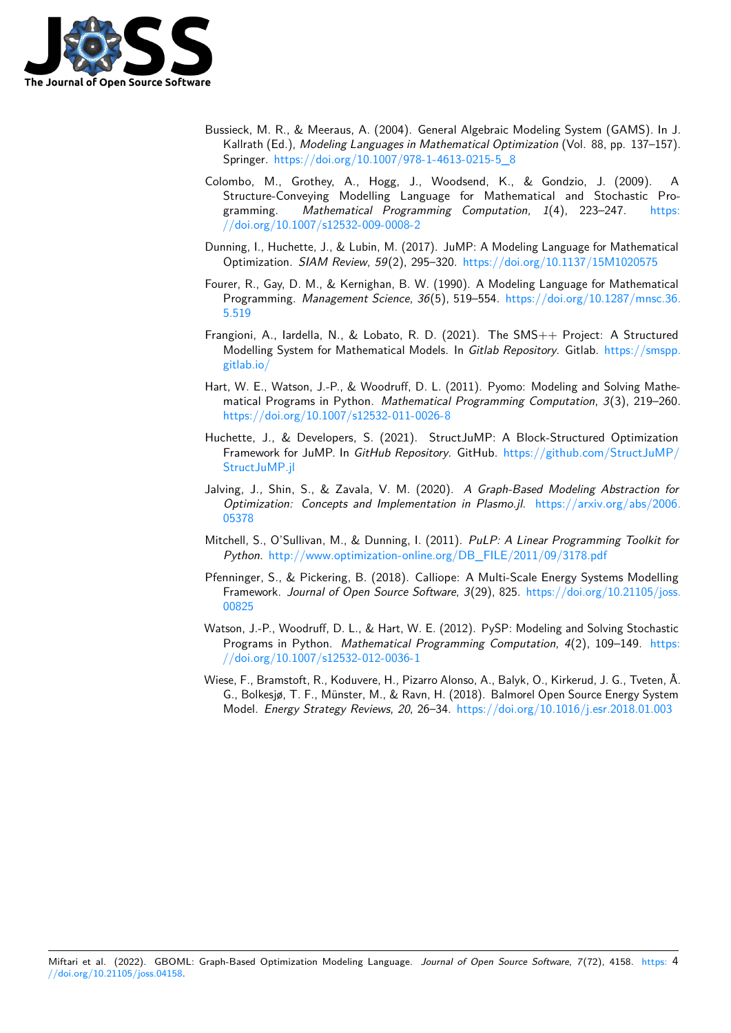Bussieck, M. R., & Meeraus, A. (2004). General Algebraic Modeling System (GAMS). In J. Kallrath (Ed.), *Modeling Languages in Mathematical Optimization* (Vol. 88, pp. 137–157). Springer. https://doi.org/10.1007/978-1-4613-0215-5_8

Colombo, M., Grothey, A., Hogg, J., Woodsend, K., & Gondzio, J. (2009). A Structure-Conveying Modelling Language for Mathematical and Stochastic Programming. *Mathematical Programming Computation*, *1*(4), 223–247. https://doi.org/10.1007/s12532-009-0008-2

Dunning, I., Huchette, J., & Lubin, M. (2017). JuMP: A Modeling Language for Mathematical Optimization. *SIAM Review*, *59*(2), 295–320. https://doi.org/10.1137/15M1020575

Fourer, R., Gay, D. M., & Kernighan, B. W. (1990). A Modeling Language for Mathematical Programming. *Management Science*, *36*(5), 519–554. https://doi.org/10.1287/mnsc.36.5.519

Frangioni, A., Iardella, N., & Lobato, R. D. (2021). The SMS++ Project: A Structured Modelling System for Mathematical Models. In *Gitlab Repository*. Gitlab. https://smspp.gitlab.io/

Hart, W. E., Watson, J.-P., & Woodruff, D. L. (2011). Pyomo: Modeling and Solving Mathematical Programs in Python. *Mathematical Programming Computation*, *3*(3), 219–260. https://doi.org/10.1007/s12532-011-0026-8

Huchette, J., & Developers, S. (2021). StructJuMP: A Block-Structured Optimization Framework for JuMP. In *GitHub Repository*. GitHub. https://github.com/StructJuMP/StructJuMP.jl

Jalving, J., Shin, S., & Zavala, V. M. (2020). *A Graph-Based Modeling Abstraction for Optimization: Concepts and Implementation in Plasmo.jl*. https://arxiv.org/abs/2006.05378

Mitchell, S., O'Sullivan, M., & Dunning, I. (2011). *PuLP: A Linear Programming Toolkit for Python*. http://www.optimization-online.org/DB_FILE/2011/09/3178.pdf

Pfenninger, S., & Pickering, B. (2018). Calliope: A Multi-Scale Energy Systems Modelling Framework. *Journal of Open Source Software*, *3*(29), 825. https://doi.org/10.21105/joss.00825

Watson, J.-P., Woodruff, D. L., & Hart, W. E. (2012). PySP: Modeling and Solving Stochastic Programs in Python. *Mathematical Programming Computation*, *4*(2), 109–149. https://doi.org/10.1007/s12532-012-0036-1

Wiese, F., Bramstoft, R., Koduvere, H., Pizarro Alonso, A., Balyk, O., Kirkerud, J. G., Tveten, Å. G., Bolkesjø, T. F., Münster, M., & Ravn, H. (2018). Balmorel Open Source Energy System Model. *Energy Strategy Reviews*, *20*, 26–34. https://doi.org/10.1016/j.esr.2018.01.003